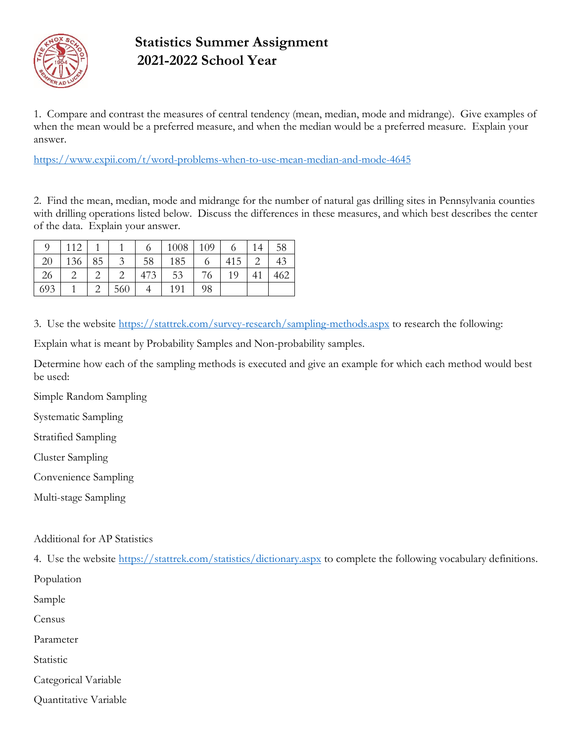# Statistics Summer Assignment
## 2021-2022 School Year

1. Compare and contrast the measures of central tendency (mean, median, mode and midrange). Give examples of when the mean would be a preferred measure, and when the median would be a preferred measure. Explain your answer.

https://www.expii.com/t/word-problems-when-to-use-mean-median-and-mode-4645

2. Find the mean, median, mode and midrange for the number of natural gas drilling sites in Pennsylvania counties with drilling operations listed below. Discuss the differences in these measures, and which best describes the center of the data. Explain your answer.

| | | | | | | | | | |
|---|---|---|---|---|---|---|---|---|---|
| 9 | 112 | 1 | 1 | 6 | 1008 | 109 | 6 | 14 | 58 |
| 20 | 136 | 85 | 3 | 58 | 185 | 6 | 415 | 2 | 43 |
| 26 | 2 | 2 | 2 | 473 | 53 | 76 | 19 | 41 | 462 |
| 693 | 1 | 2 | 560 | 4 | 191 | 98 | | | |

3. Use the website https://stattrek.com/survey-research/sampling-methods.aspx to research the following:

Explain what is meant by Probability Samples and Non-probability samples.

Determine how each of the sampling methods is executed and give an example for which each method would best be used:

Simple Random Sampling

Systematic Sampling

Stratified Sampling

Cluster Sampling

Convenience Sampling

Multi-stage Sampling

Additional for AP Statistics

4. Use the website https://stattrek.com/statistics/dictionary.aspx to complete the following vocabulary definitions.

Population

Sample

Census

Parameter

Statistic

Categorical Variable

Quantitative Variable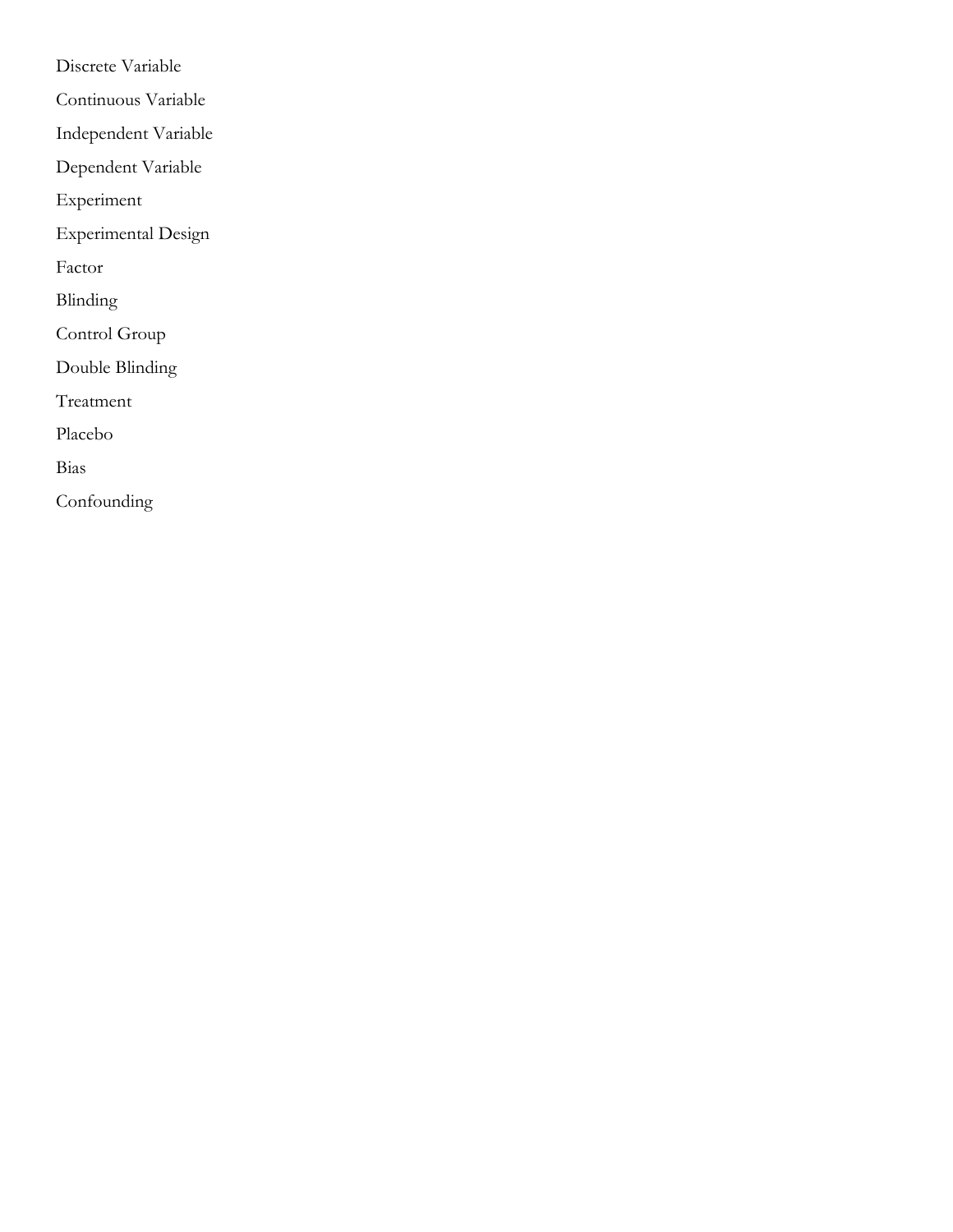Discrete Variable

Continuous Variable

Independent Variable

Dependent Variable

Experiment

Experimental Design

Factor

Blinding

Control Group

Double Blinding

Treatment

Placebo

Bias

Confounding